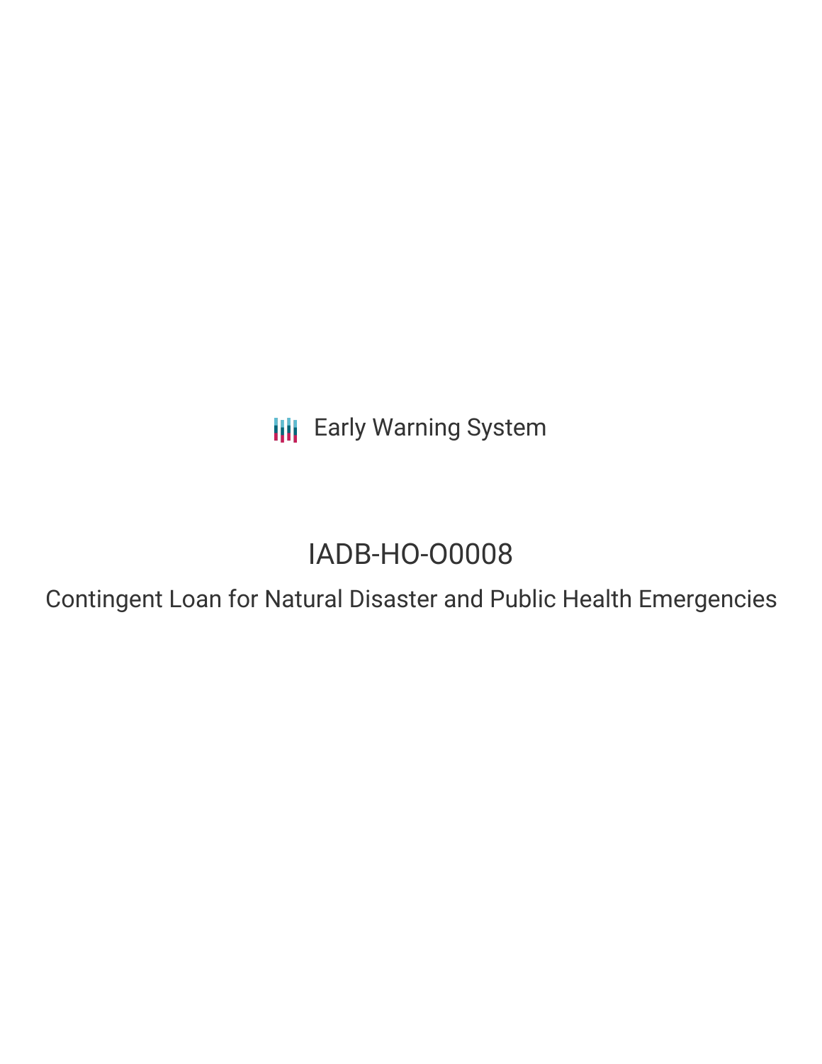Early Warning System

# IADB-HO-O0008

## Contingent Loan for Natural Disaster and Public Health Emergencies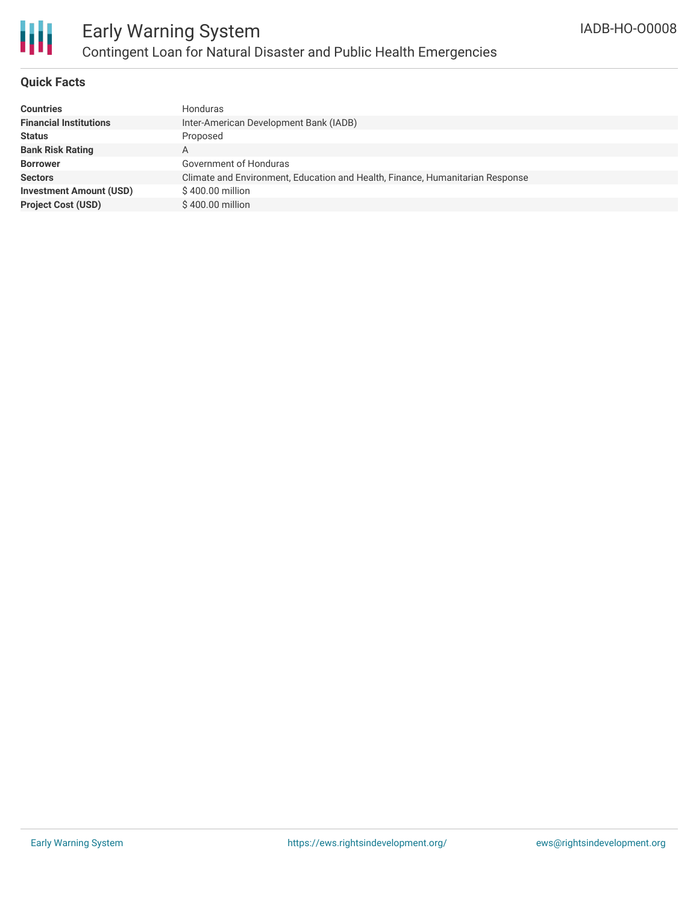# Early Warning System

## Contingent Loan for Natural Disaster and Public Health Emergencies

IADB-HO-O0008

### Quick Facts

| | |
|---|---|
| **Countries** | Honduras |
| **Financial Institutions** | Inter-American Development Bank (IADB) |
| **Status** | Proposed |
| **Bank Risk Rating** | A |
| **Borrower** | Government of Honduras |
| **Sectors** | Climate and Environment, Education and Health, Finance, Humanitarian Response |
| **Investment Amount (USD)** | $ 400.00 million |
| **Project Cost (USD)** | $ 400.00 million |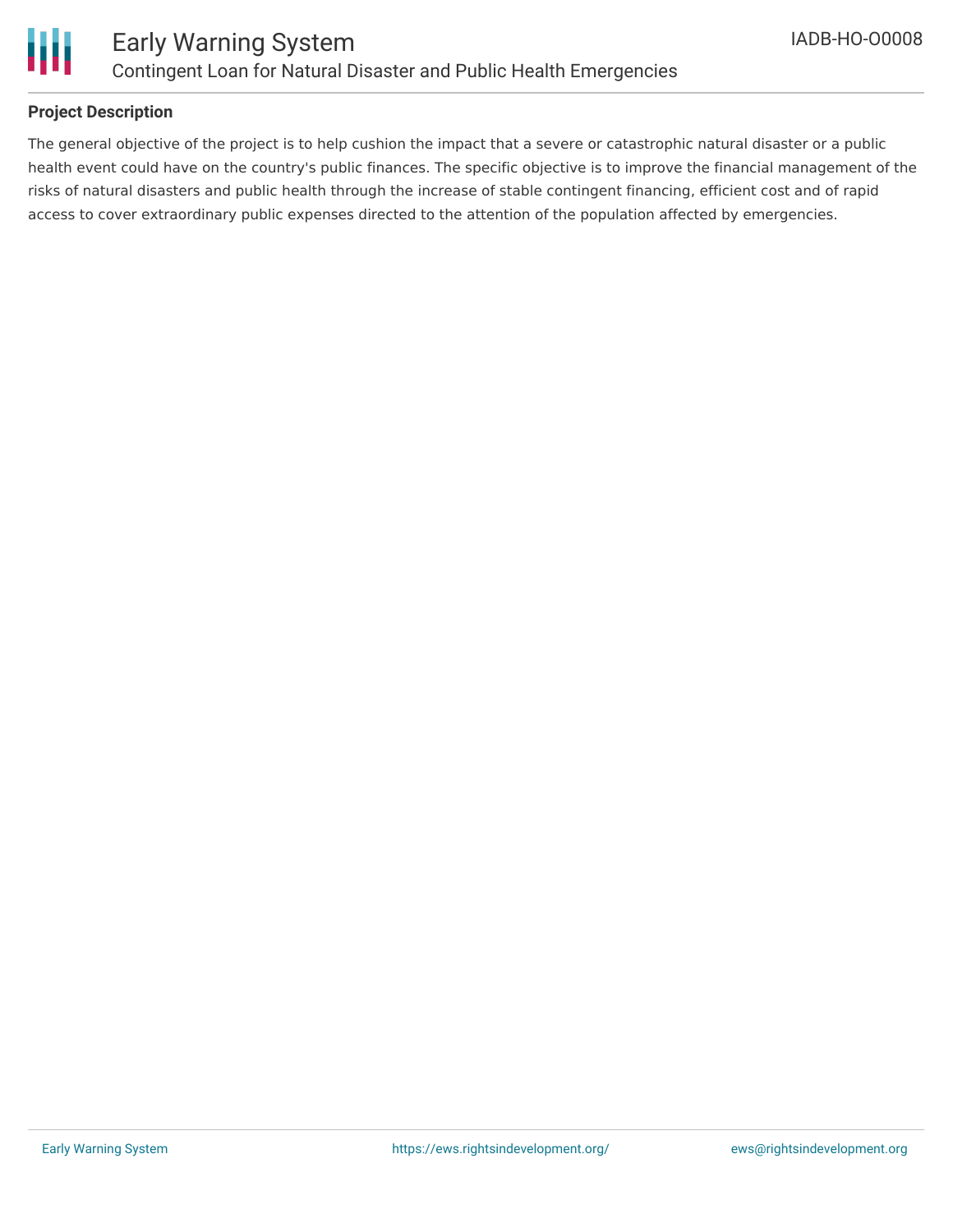**Project Description**

The general objective of the project is to help cushion the impact that a severe or catastrophic natural disaster or a public health event could have on the country's public finances. The specific objective is to improve the financial management of the risks of natural disasters and public health through the increase of stable contingent financing, efficient cost and of rapid access to cover extraordinary public expenses directed to the attention of the population affected by emergencies.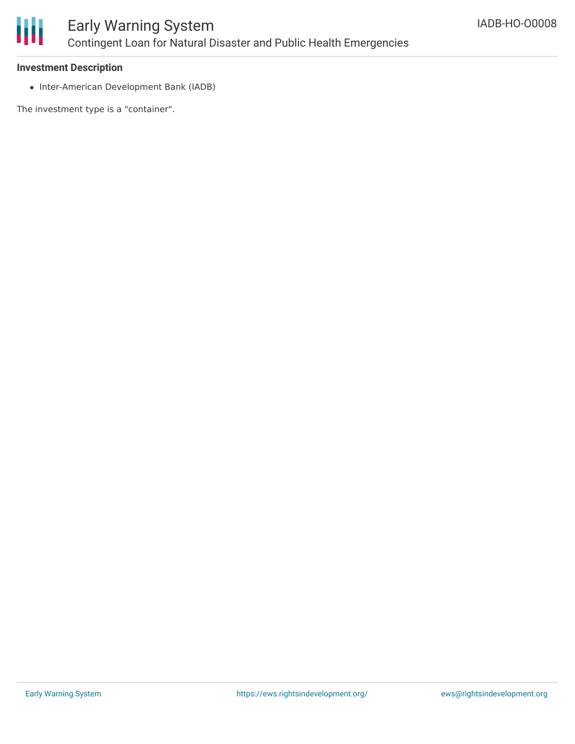**Investment Description**

- Inter-American Development Bank (IADB)

The investment type is a "container".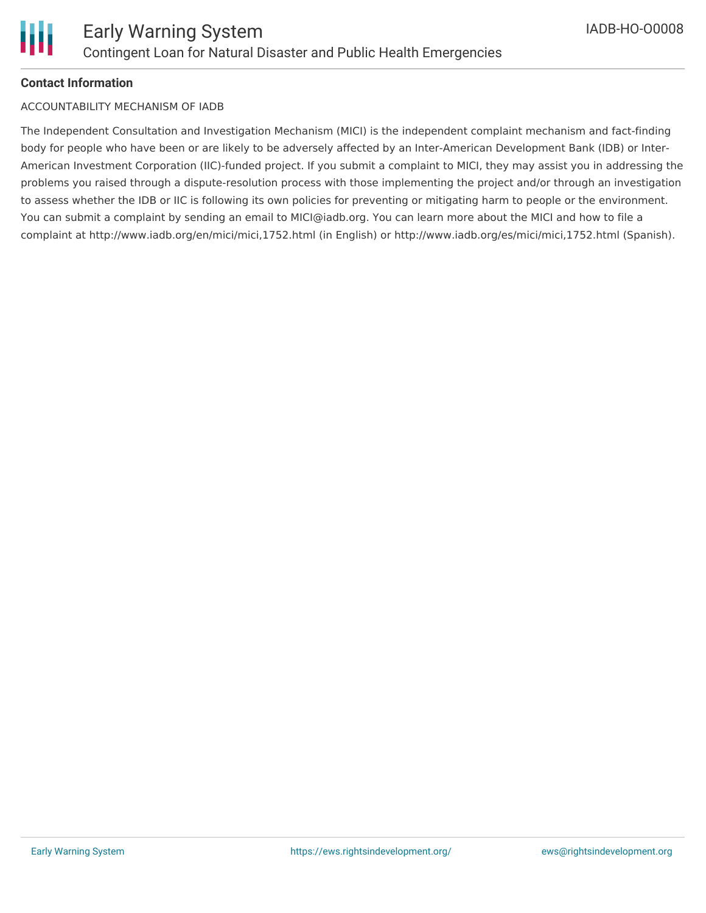**Contact Information**

ACCOUNTABILITY MECHANISM OF IADB

The Independent Consultation and Investigation Mechanism (MICI) is the independent complaint mechanism and fact-finding body for people who have been or are likely to be adversely affected by an Inter-American Development Bank (IDB) or Inter-American Investment Corporation (IIC)-funded project. If you submit a complaint to MICI, they may assist you in addressing the problems you raised through a dispute-resolution process with those implementing the project and/or through an investigation to assess whether the IDB or IIC is following its own policies for preventing or mitigating harm to people or the environment. You can submit a complaint by sending an email to MICI@iadb.org. You can learn more about the MICI and how to file a complaint at http://www.iadb.org/en/mici/mici,1752.html (in English) or http://www.iadb.org/es/mici/mici,1752.html (Spanish).